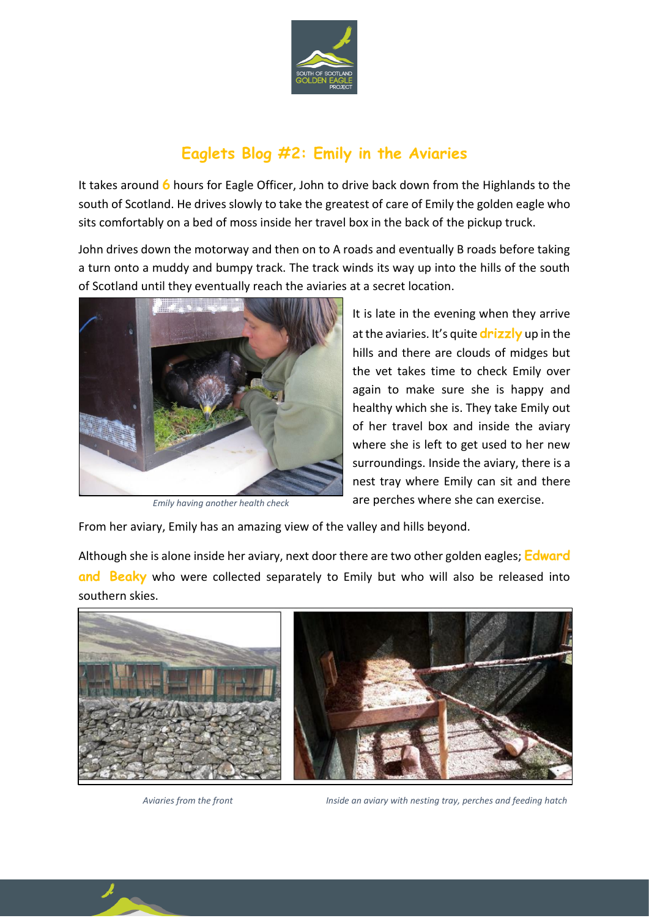# Eaglets Blog #2: Emily in the Aviaries

It takes around **6** hours for Eagle Officer, John to drive back down from the Highlands to the south of Scotland. He drives slowly to take the greatest of care of Emily the golden eagle who sits comfortably on a bed of moss inside her travel box in the back of the pickup truck.

John drives down the motorway and then on to A roads and eventually B roads before taking a turn onto a muddy and bumpy track. The track winds its way up into the hills of the south of Scotland until they eventually reach the aviaries at a secret location.

*Emily having another health check*

It is late in the evening when they arrive at the aviaries. It's quite **drizzly** up in the hills and there are clouds of midges but the vet takes time to check Emily over again to make sure she is happy and healthy which she is. They take Emily out of her travel box and inside the aviary where she is left to get used to her new surroundings. Inside the aviary, there is a nest tray where Emily can sit and there are perches where she can exercise.

From her aviary, Emily has an amazing view of the valley and hills beyond.

Although she is alone inside her aviary, next door there are two other golden eagles; **Edward and Beaky** who were collected separately to Emily but who will also be released into southern skies.

*Aviaries from the front*

*Inside an aviary with nesting tray, perches and feeding hatch*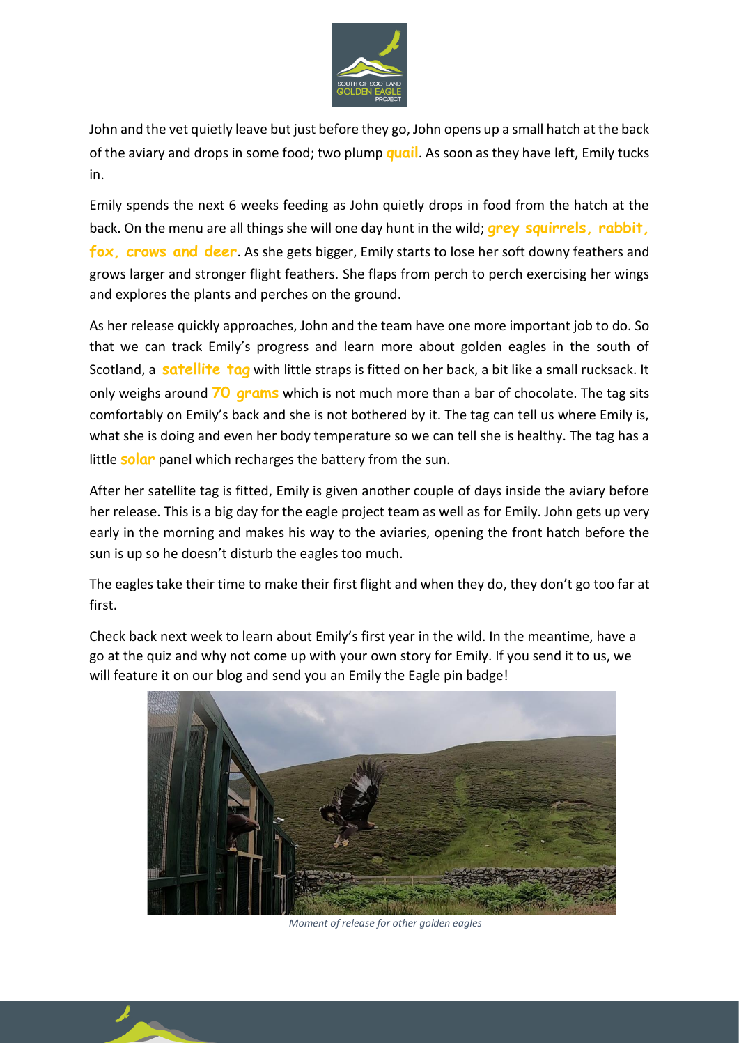John and the vet quietly leave but just before they go, John opens up a small hatch at the back of the aviary and drops in some food; two plump **quail**. As soon as they have left, Emily tucks in.

Emily spends the next 6 weeks feeding as John quietly drops in food from the hatch at the back. On the menu are all things she will one day hunt in the wild; **grey squirrels, rabbit, fox, crows and deer**. As she gets bigger, Emily starts to lose her soft downy feathers and grows larger and stronger flight feathers. She flaps from perch to perch exercising her wings and explores the plants and perches on the ground.

As her release quickly approaches, John and the team have one more important job to do. So that we can track Emily's progress and learn more about golden eagles in the south of Scotland, a **satellite tag** with little straps is fitted on her back, a bit like a small rucksack. It only weighs around **70 grams** which is not much more than a bar of chocolate. The tag sits comfortably on Emily's back and she is not bothered by it. The tag can tell us where Emily is, what she is doing and even her body temperature so we can tell she is healthy. The tag has a little **solar** panel which recharges the battery from the sun.

After her satellite tag is fitted, Emily is given another couple of days inside the aviary before her release. This is a big day for the eagle project team as well as for Emily. John gets up very early in the morning and makes his way to the aviaries, opening the front hatch before the sun is up so he doesn't disturb the eagles too much.

The eagles take their time to make their first flight and when they do, they don't go too far at first.

Check back next week to learn about Emily's first year in the wild. In the meantime, have a go at the quiz and why not come up with your own story for Emily. If you send it to us, we will feature it on our blog and send you an Emily the Eagle pin badge!

*Moment of release for other golden eagles*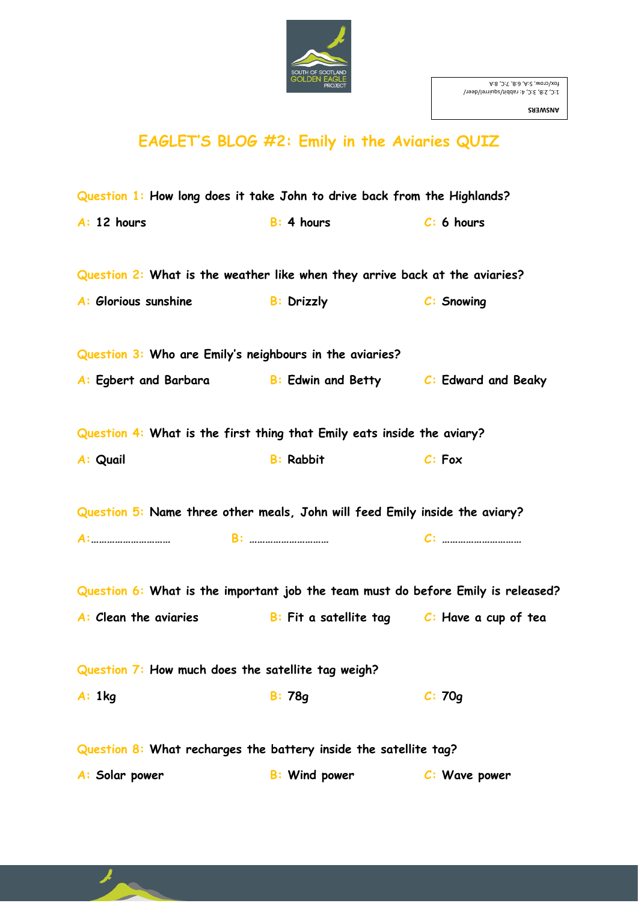SOUTH OF SCOTLAND GOLDEN EAGLE PROJECT

**ANSWERS**

1:C, 2:B, 3:C, 4: rabbit/squirrel/deer/fox/crow, 5:A, 6:B, 7:C, 8:A

# EAGLET'S BLOG #2: Emily in the Aviaries QUIZ

**Question 1:** How long does it take John to drive back from the Highlands?

**A:** 12 hours **B:** 4 hours **C:** 6 hours

**Question 2:** What is the weather like when they arrive back at the aviaries?

**A:** Glorious sunshine **B:** Drizzly **C:** Snowing

**Question 3:** Who are Emily's neighbours in the aviaries?

**A:** Egbert and Barbara **B:** Edwin and Betty **C:** Edward and Beaky

**Question 4:** What is the first thing that Emily eats inside the aviary?

**A:** Quail **B:** Rabbit **C:** Fox

**Question 5:** Name three other meals, John will feed Emily inside the aviary?

**A:**………………………… **B:** ………………………… **C:** …………………………

**Question 6:** What is the important job the team must do before Emily is released?

**A:** Clean the aviaries **B:** Fit a satellite tag **C:** Have a cup of tea

**Question 7:** How much does the satellite tag weigh?

**A:** 1kg **B:** 78g **C:** 70g

**Question 8:** What recharges the battery inside the satellite tag?

**A:** Solar power **B:** Wind power **C:** Wave power